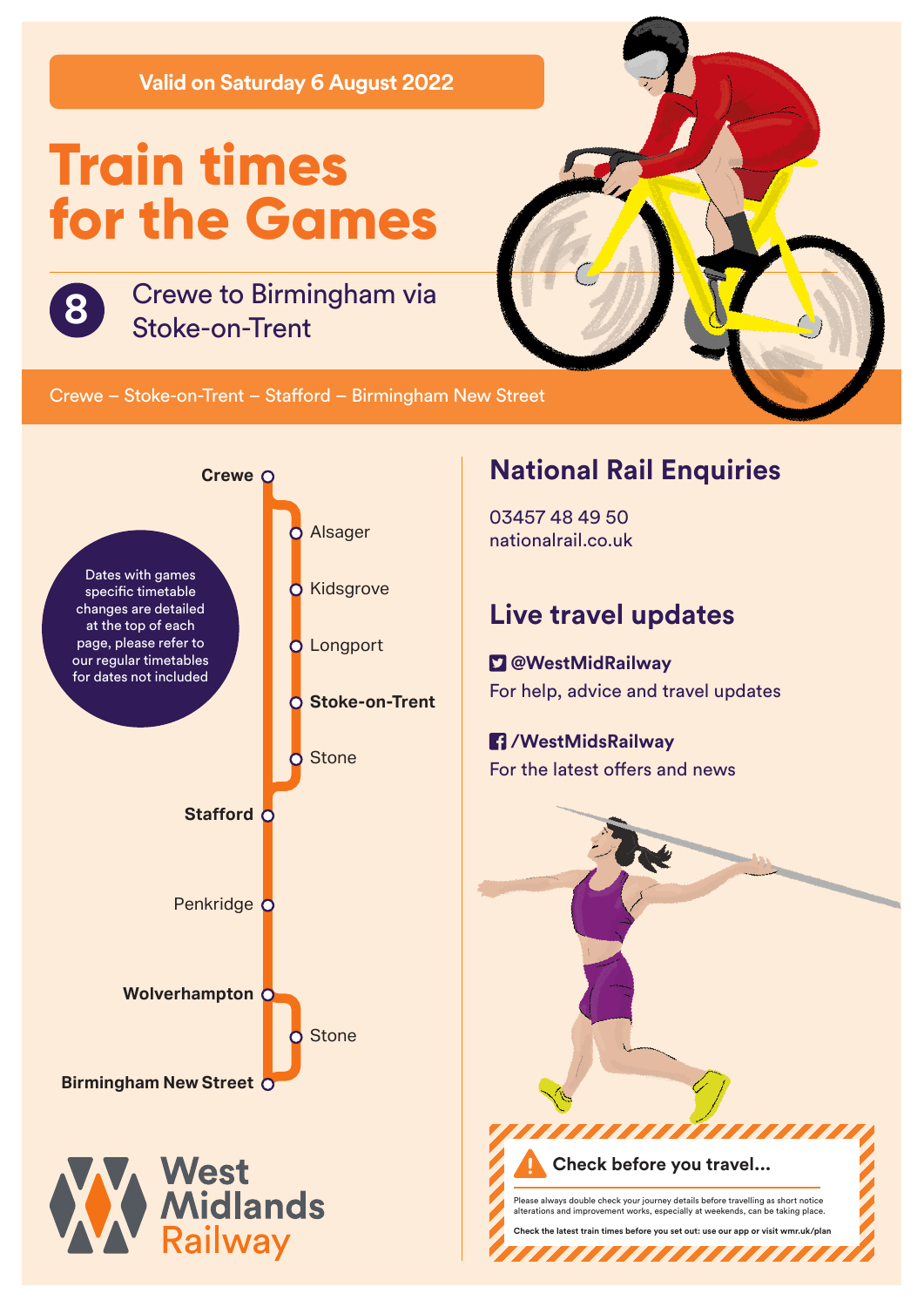**Valid on Saturday 6 August 2022**

# Train times for the Games

## 8 Crewe to Birmingham via Stoke-on-Trent

Crewe – Stoke-on-Trent – Stafford – Birmingham New Street

- **Crewe**
  - Alsager
  - Kidsgrove
  - Longport
  - **Stoke-on-Trent**
  - Stone
- **Stafford**
- Penkridge
- **Wolverhampton**
  - Stone
- **Birmingham New Street**

Dates with games specific timetable changes are detailed at the top of each page, please refer to our regular timetables for dates not included

West Midlands Railway

## National Rail Enquiries

03457 48 49 50
nationalrail.co.uk

## Live travel updates

**@WestMidRailway**
For help, advice and travel updates

**/WestMidsRailway**
For the latest offers and news

**Check before you travel...**

Please always double check your journey details before travelling as short notice alterations and improvement works, especially at weekends, can be taking place.

**Check the latest train times before you set out: use our app or visit wmr.uk/plan**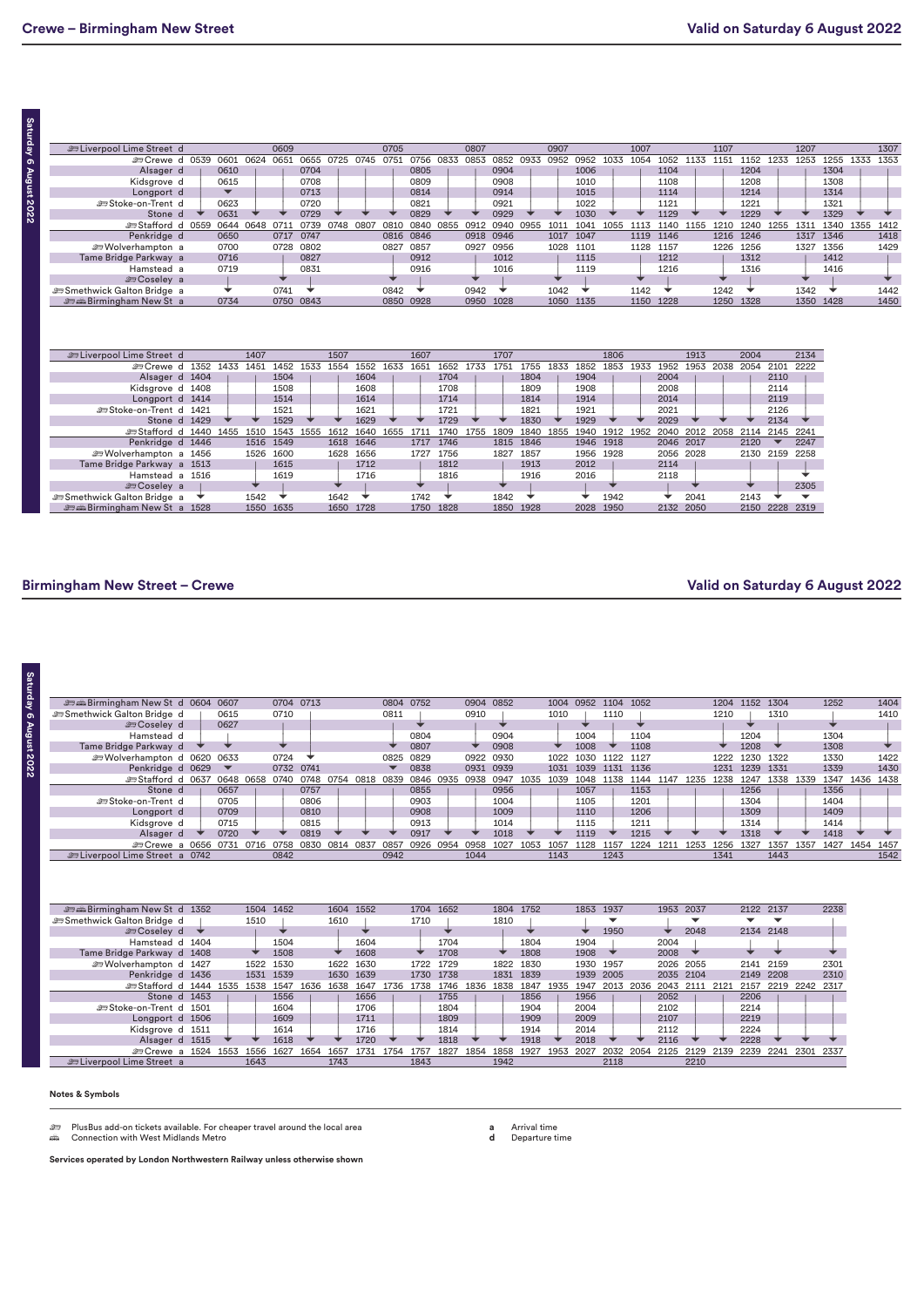## Crewe – Birmingham New Street

**Valid on Saturday 6 August 2022**

| | | | | | | | | | | | | | | | | | | | | | | | | | | |
|---|---|---|---|---|---|---|---|---|---|---|---|---|---|---|---|---|---|---|---|---|---|---|---|---|---|---|
| Liverpool Lime Street d | | | | 0609 | | | | 0705 | | | 0807 | | | 0907 | | | 1007 | | | 1107 | | | 1207 | | | 1307 |
| Crewe d | 0539 | 0601 | 0624 | 0651 | 0655 | 0725 | 0745 | 0751 | 0756 | 0833 | 0853 | 0852 | 0933 | 0952 | 0952 | 1033 | 1054 | 1052 | 1133 | 1151 | 1152 | 1233 | 1253 | 1255 | 1333 | 1353 |
| Alsager d | | 0610 | | | 0704 | | | | 0805 | | | 0904 | | | 1006 | | | 1104 | | | 1204 | | | 1304 | | |
| Kidsgrove d | | 0615 | | | 0708 | | | | 0809 | | | 0908 | | | 1010 | | | 1108 | | | 1208 | | | 1308 | | |
| Longport d | | ▼ | | | 0713 | | | | 0814 | | | 0914 | | | 1015 | | | 1114 | | | 1214 | | | 1314 | | |
| Stoke-on-Trent d | | 0623 | | | 0720 | | | | 0821 | | | 0921 | | | 1022 | | | 1121 | | | 1221 | | | 1321 | | |
| Stone d | ▼ | 0631 | ▼ | ▼ | 0729 | ▼ | ▼ | ▼ | 0829 | ▼ | ▼ | 0929 | ▼ | ▼ | 1030 | ▼ | ▼ | 1129 | ▼ | ▼ | 1229 | ▼ | ▼ | 1329 | ▼ | ▼ |
| Stafford d | 0559 | 0644 | 0648 | 0711 | 0739 | 0748 | 0807 | 0810 | 0840 | 0855 | 0912 | 0940 | 0955 | 1011 | 1041 | 1055 | 1113 | 1140 | 1155 | 1210 | 1240 | 1255 | 1311 | 1340 | 1355 | 1412 |
| Penkridge d | | 0650 | | 0717 | 0747 | | | 0816 | 0846 | | 0918 | 0946 | | 1017 | 1047 | | 1119 | 1146 | | 1216 | 1246 | | 1317 | 1346 | | 1418 |
| Wolverhampton a | | 0700 | | 0728 | 0802 | | | 0827 | 0857 | | 0927 | 0956 | | 1028 | 1101 | | 1128 | 1157 | | 1226 | 1256 | | 1327 | 1356 | | 1429 |
| Tame Bridge Parkway a | | 0716 | | | 0827 | | | | 0912 | | | 1012 | | | 1115 | | | 1212 | | | 1312 | | | 1412 | | |
| Hamstead a | | 0719 | | | 0831 | | | | 0916 | | | 1016 | | | 1119 | | | 1216 | | | 1316 | | | 1416 | | |
| Coseley a | | \| | | ▼ | \| | | | ▼ | \| | | ▼ | \| | | ▼ | \| | | ▼ | \| | | ▼ | \| | | ▼ | \| | | ▼ |
| Smethwick Galton Bridge a | | ▼ | | 0741 | ▼ | | | 0842 | ▼ | | 0942 | ▼ | | 1042 | | | 1142 | ▼ | | 1242 | ▼ | | 1342 | ▼ | | 1442 |
| Birmingham New St a | | 0734 | | 0750 | 0843 | | | 0850 | 0928 | | 0950 | 1028 | | 1050 | 1135 | | 1150 | 1228 | | 1250 | 1328 | | 1350 | 1428 | | 1450 |

| | | | | | | | | | | | | | | | | | | | | | | | |
|---|---|---|---|---|---|---|---|---|---|---|---|---|---|---|---|---|---|---|---|---|---|---|---|
| Liverpool Lime Street d | | | 1407 | | | 1507 | | | 1607 | | | 1707 | | | | 1806 | | | 1913 | | 2004 | | 2134 |
| Crewe d | 1352 | 1433 | 1451 | 1452 | 1533 | 1554 | 1552 | 1633 | 1651 | 1652 | 1733 | 1751 | 1755 | 1833 | 1852 | 1853 | 1933 | 1952 | 1953 | 2038 | 2054 | 2101 | 2222 |
| Alsager d | 1404 | | | 1504 | | | 1604 | | | 1704 | | | 1804 | | 1904 | | | 2004 | | | | 2110 | |
| Kidsgrove d | 1408 | | | 1508 | | | 1608 | | | 1708 | | | 1809 | | 1908 | | | 2008 | | | | 2114 | |
| Longport d | 1414 | | | 1514 | | | 1614 | | | 1714 | | | 1814 | | 1914 | | | 2014 | | | | 2119 | |
| Stoke-on-Trent d | 1421 | | | 1521 | | | 1621 | | | 1721 | | | 1821 | | 1921 | | | 2021 | | | | 2126 | |
| Stone d | 1429 | ▼ | ▼ | 1529 | ▼ | ▼ | 1629 | ▼ | ▼ | 1729 | ▼ | ▼ | 1830 | ▼ | 1929 | ▼ | ▼ | 2029 | ▼ | ▼ | ▼ | 2134 | ▼ |
| Stafford d | 1440 | 1455 | 1510 | 1543 | 1555 | 1612 | 1640 | 1655 | 1711 | 1740 | 1755 | 1809 | 1840 | 1855 | 1940 | 1912 | 1952 | 2040 | 2012 | 2058 | 2114 | 2145 | 2241 |
| Penkridge d | 1446 | | 1516 | 1549 | | 1618 | 1646 | | 1717 | 1746 | | 1815 | 1846 | | 1946 | 1918 | | 2046 | 2017 | | 2120 | ▼ | 2247 |
| Wolverhampton a | 1456 | | 1526 | 1600 | | 1628 | 1656 | | 1727 | 1756 | | 1827 | 1857 | | 1956 | 1928 | | 2056 | 2028 | | 2130 | 2159 | 2258 |
| Tame Bridge Parkway a | 1513 | | | 1615 | | | 1712 | | | 1812 | | | 1913 | | 2012 | | | 2114 | | | | | |
| Hamstead a | 1516 | | | 1619 | | | 1716 | | | 1816 | | | 1916 | | 2016 | | | 2118 | | | | | ▼ |
| Coseley a | | | ▼ | | | ▼ | | | ▼ | | | ▼ | | | | ▼ | | | ▼ | | ▼ | | 2305 |
| Smethwick Galton Bridge a | ▼ | | 1542 | ▼ | | 1642 | ▼ | | 1742 | ▼ | | 1842 | ▼ | | ▼ | 1942 | | ▼ | 2041 | | 2143 | ▼ | ▼ |
| Birmingham New St a | 1528 | | 1550 | 1635 | | 1650 | 1728 | | 1750 | 1828 | | 1850 | 1928 | | 2028 | 1950 | | 2132 | 2050 | | 2150 | 2228 | 2319 |

## Birmingham New Street – Crewe

**Valid on Saturday 6 August 2022**

| | | | | | | | | | | | | | | | | | | | | | | | | | | |
|---|---|---|---|---|---|---|---|---|---|---|---|---|---|---|---|---|---|---|---|---|---|---|---|---|---|---|
| Birmingham New St d | 0604 | 0607 | | 0704 | 0713 | | | 0804 | 0752 | | 0904 | 0852 | | 1004 | 0952 | 1104 | 1052 | | | 1204 | 1152 | 1304 | | 1252 | | 1404 |
| Smethwick Galton Bridge d | | 0615 | | 0710 | | | | 0811 | | | 0910 | | | 1010 | | 1110 | | | | 1210 | | 1310 | | | | 1410 |
| Coseley d | | 0627 | | | | | | | ▼ | | | ▼ | | | ▼ | | ▼ | | | | ▼ | | | ▼ | | |
| Hamstead d | | | | | | | | | 0804 | | | 0904 | | | 1004 | | 1104 | | | | 1204 | | | 1304 | | |
| Tame Bridge Parkway d | ▼ | ▼ | | ▼ | | | | | 0807 | | ▼ | 0908 | | ▼ | 1008 | ▼ | 1108 | | | ▼ | 1208 | ▼ | | 1308 | | ▼ |
| Wolverhampton d | 0620 | 0633 | | 0724 | ▼ | | | 0825 | 0829 | | 0922 | 0930 | | 1022 | 1030 | 1122 | 1127 | | | 1222 | 1230 | 1322 | | 1330 | | 1422 |
| Penkridge d | 0629 | ▼ | | 0732 | 0741 | | | ▼ | 0838 | | 0931 | 0939 | | 1031 | 1039 | 1131 | 1136 | | | 1231 | 1239 | 1331 | | 1339 | | 1430 |
| Stafford d | 0637 | 0648 | 0658 | 0740 | 0748 | 0754 | 0818 | 0839 | 0846 | 0935 | 0938 | 0947 | 1035 | 1039 | 1048 | 1138 | 1144 | 1147 | 1235 | 1238 | 1247 | 1338 | 1339 | 1347 | 1436 | 1438 |
| Stone d | | 0657 | | | 0757 | | | | 0855 | | | 0956 | | | 1057 | | 1153 | | | | 1256 | | | 1356 | | |
| Stoke-on-Trent d | | 0705 | | | 0806 | | | | 0903 | | | 1004 | | | 1105 | | 1201 | | | | 1304 | | | 1404 | | |
| Longport d | | 0709 | | | 0810 | | | | 0908 | | | 1009 | | | 1110 | | 1206 | | | | 1309 | | | 1409 | | |
| Kidsgrove d | | 0715 | | | 0815 | | | | 0913 | | | 1014 | | | 1115 | | 1211 | | | | 1314 | | | 1414 | | |
| Alsager d | | 0720 | ▼ | ▼ | 0819 | ▼ | ▼ | ▼ | 0917 | ▼ | ▼ | 1018 | ▼ | ▼ | 1119 | ▼ | 1215 | ▼ | ▼ | ▼ | 1318 | ▼ | ▼ | 1418 | ▼ | ▼ |
| Crewe a | 0656 | 0731 | 0716 | 0758 | 0830 | 0814 | 0837 | 0857 | 0926 | 0954 | 0958 | 1027 | 1053 | 1057 | 1128 | 1157 | 1224 | 1211 | 1253 | 1256 | 1327 | 1357 | 1357 | 1427 | 1454 | 1457 |
| Liverpool Lime Street a | 0742 | | | 0842 | | | | 0942 | | | 1044 | | | 1143 | | 1243 | | | | 1341 | | 1443 | | | | 1542 |

| | | | | | | | | | | | | | | | | | | | | | | | | |
|---|---|---|---|---|---|---|---|---|---|---|---|---|---|---|---|---|---|---|---|---|---|---|---|---|
| Birmingham New St d | 1352 | | 1504 | 1452 | | 1604 | 1552 | | 1704 | 1652 | | 1804 | 1752 | | 1853 | 1937 | | 1953 | 2037 | | 2122 | 2137 | | 2238 |
| Smethwick Galton Bridge d | | | 1510 | | | 1610 | | | 1710 | | | 1810 | | | | ▼ | | | ▼ | | ▼ | ▼ | | |
| Coseley d | ▼ | | | ▼ | | | ▼ | | | ▼ | | | ▼ | | ▼ | 1950 | | ▼ | 2048 | | 2134 | 2148 | | |
| Hamstead d | 1404 | | | 1504 | | | 1604 | | | 1704 | | | 1804 | | 1904 | | | 2004 | | | | | | |
| Tame Bridge Parkway d | 1408 | | ▼ | 1508 | | ▼ | 1608 | | ▼ | 1708 | | ▼ | 1808 | | 1908 | ▼ | | 2008 | ▼ | | ▼ | ▼ | | ▼ |
| Wolverhampton d | 1427 | | 1522 | 1530 | | 1622 | 1630 | | 1722 | 1729 | | 1822 | 1830 | | 1930 | 1957 | | 2026 | 2055 | | 2141 | 2159 | | 2301 |
| Penkridge d | 1436 | | 1531 | 1539 | | 1630 | 1639 | | 1730 | 1738 | | 1831 | 1839 | | 1939 | 2005 | | 2035 | 2104 | | 2149 | 2208 | | 2310 |
| Stafford d | 1444 | 1535 | 1538 | 1547 | 1636 | 1638 | 1647 | 1736 | 1738 | 1746 | 1836 | 1838 | 1847 | 1935 | 1947 | 2013 | 2036 | 2043 | 2111 | 2121 | 2157 | 2219 | 2242 | 2317 |
| Stone d | 1453 | | | 1556 | | | 1656 | | | 1755 | | | 1856 | | 1956 | | | 2052 | | | 2206 | | | |
| Stoke-on-Trent d | 1501 | | | 1604 | | | 1706 | | | 1804 | | | 1904 | | 2004 | | | 2102 | | | 2214 | | | |
| Longport d | 1506 | | | 1609 | | | 1711 | | | 1809 | | | 1909 | | 2009 | | | 2107 | | | 2219 | | | |
| Kidsgrove d | 1511 | | | 1614 | | | 1716 | | | 1814 | | | 1914 | | 2014 | | | 2112 | | | 2224 | | | |
| Alsager d | 1515 | ▼ | ▼ | 1618 | ▼ | ▼ | 1720 | ▼ | ▼ | 1818 | ▼ | ▼ | 1918 | ▼ | 2018 | ▼ | ▼ | 2116 | ▼ | ▼ | 2228 | ▼ | ▼ | ▼ |
| Crewe a | 1524 | 1553 | 1556 | 1627 | 1654 | 1657 | 1731 | 1754 | 1757 | 1827 | 1854 | 1858 | 1927 | 1953 | 2027 | 2032 | 2054 | 2125 | 2129 | 2139 | 2239 | 2241 | 2301 | 2337 |
| Liverpool Lime Street a | | | | 1643 | | | 1743 | | | 1843 | | | 1942 | | | 2118 | | | 2210 | | | | | |

**Notes & Symbols**

PlusBus add-on tickets available. For cheaper travel around the local area
Connection with West Midlands Metro

**a** Arrival time
**d** Departure time

**Services operated by London Northwestern Railway unless otherwise shown**